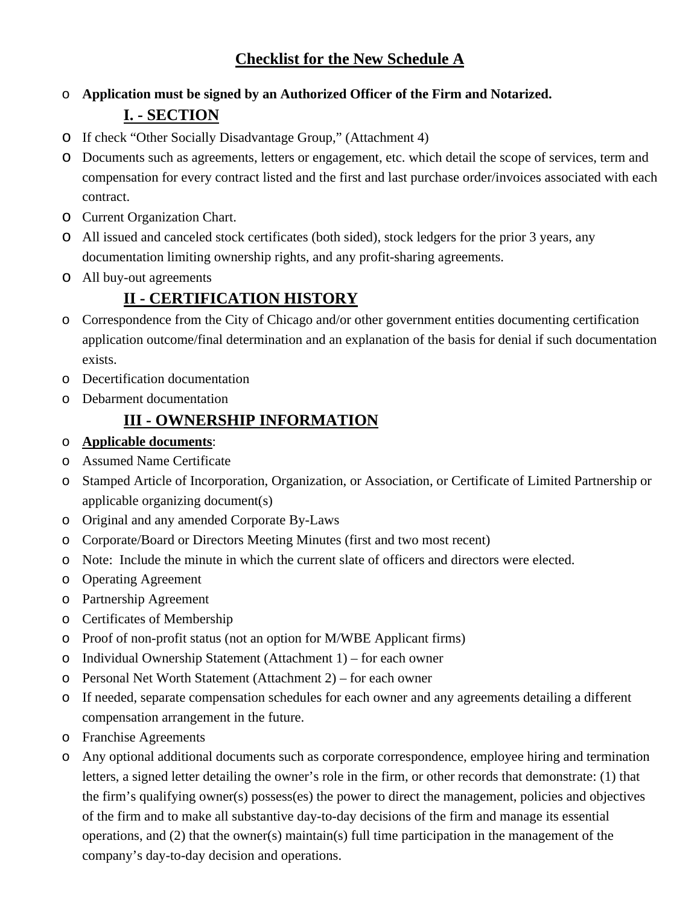# Checklist for the New Schedule A

- **Application must be signed by an Authorized Officer of the Firm and Notarized.**

## I. - SECTION

- If check "Other Socially Disadvantage Group," (Attachment 4)
- Documents such as agreements, letters or engagement, etc. which detail the scope of services, term and compensation for every contract listed and the first and last purchase order/invoices associated with each contract.
- Current Organization Chart.
- All issued and canceled stock certificates (both sided), stock ledgers for the prior 3 years, any documentation limiting ownership rights, and any profit-sharing agreements.
- All buy-out agreements

## II - CERTIFICATION HISTORY

- Correspondence from the City of Chicago and/or other government entities documenting certification application outcome/final determination and an explanation of the basis for denial if such documentation exists.
- Decertification documentation
- Debarment documentation

## III - OWNERSHIP INFORMATION

- **Applicable documents**:
- Assumed Name Certificate
- Stamped Article of Incorporation, Organization, or Association, or Certificate of Limited Partnership or applicable organizing document(s)
- Original and any amended Corporate By-Laws
- Corporate/Board or Directors Meeting Minutes (first and two most recent)
- Note: Include the minute in which the current slate of officers and directors were elected.
- Operating Agreement
- Partnership Agreement
- Certificates of Membership
- Proof of non-profit status (not an option for M/WBE Applicant firms)
- Individual Ownership Statement (Attachment 1) – for each owner
- Personal Net Worth Statement (Attachment 2) – for each owner
- If needed, separate compensation schedules for each owner and any agreements detailing a different compensation arrangement in the future.
- Franchise Agreements
- Any optional additional documents such as corporate correspondence, employee hiring and termination letters, a signed letter detailing the owner's role in the firm, or other records that demonstrate: (1) that the firm's qualifying owner(s) possess(es) the power to direct the management, policies and objectives of the firm and to make all substantive day-to-day decisions of the firm and manage its essential operations, and (2) that the owner(s) maintain(s) full time participation in the management of the company's day-to-day decision and operations.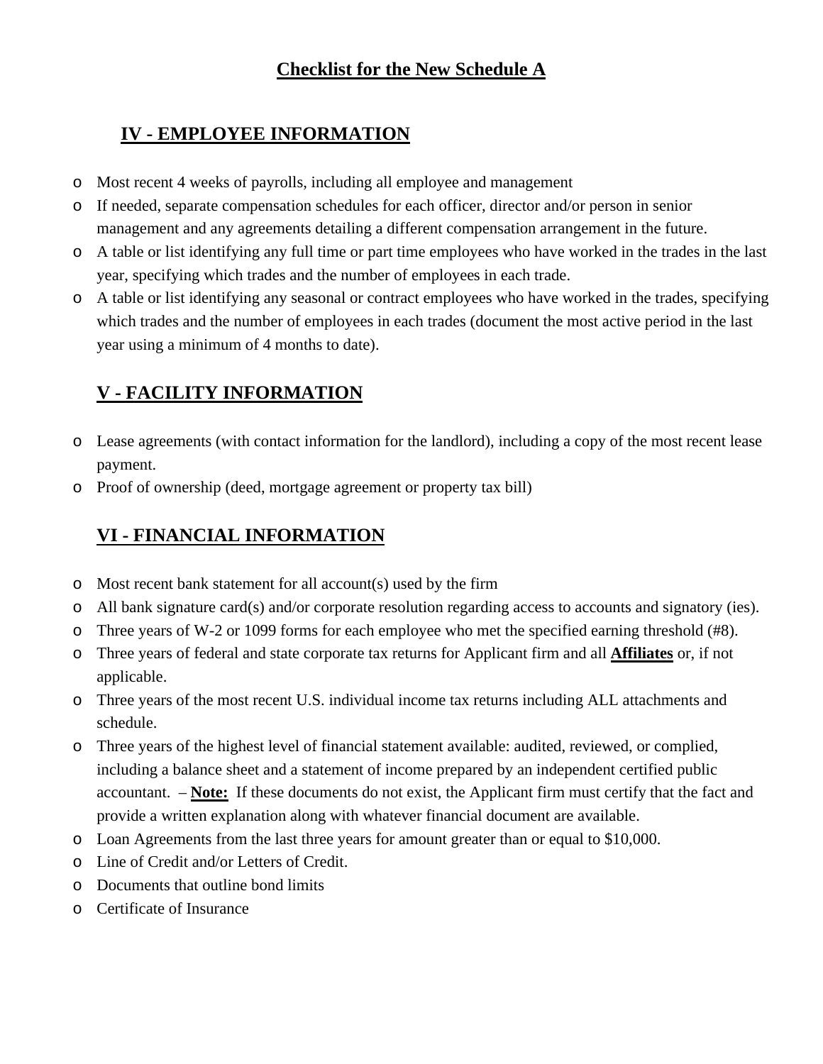# Checklist for the New Schedule A

## IV - EMPLOYEE INFORMATION

- Most recent 4 weeks of payrolls, including all employee and management
- If needed, separate compensation schedules for each officer, director and/or person in senior management and any agreements detailing a different compensation arrangement in the future.
- A table or list identifying any full time or part time employees who have worked in the trades in the last year, specifying which trades and the number of employees in each trade.
- A table or list identifying any seasonal or contract employees who have worked in the trades, specifying which trades and the number of employees in each trades (document the most active period in the last year using a minimum of 4 months to date).

## V - FACILITY INFORMATION

- Lease agreements (with contact information for the landlord), including a copy of the most recent lease payment.
- Proof of ownership (deed, mortgage agreement or property tax bill)

## VI - FINANCIAL INFORMATION

- Most recent bank statement for all account(s) used by the firm
- All bank signature card(s) and/or corporate resolution regarding access to accounts and signatory (ies).
- Three years of W-2 or 1099 forms for each employee who met the specified earning threshold (#8).
- Three years of federal and state corporate tax returns for Applicant firm and all **Affiliates** or, if not applicable.
- Three years of the most recent U.S. individual income tax returns including ALL attachments and schedule.
- Three years of the highest level of financial statement available: audited, reviewed, or complied, including a balance sheet and a statement of income prepared by an independent certified public accountant. – **Note:** If these documents do not exist, the Applicant firm must certify that the fact and provide a written explanation along with whatever financial document are available.
- Loan Agreements from the last three years for amount greater than or equal to $10,000.
- Line of Credit and/or Letters of Credit.
- Documents that outline bond limits
- Certificate of Insurance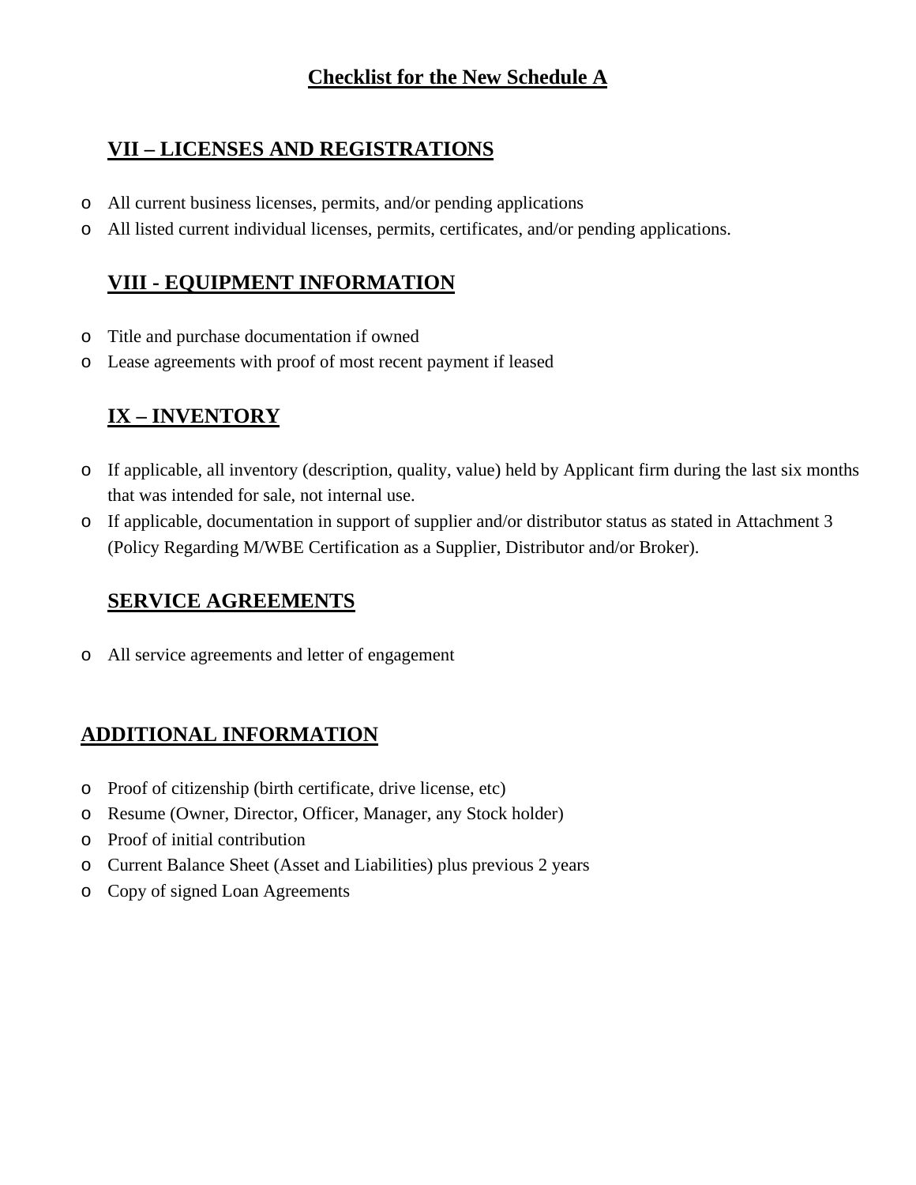# Checklist for the New Schedule A

## VII – LICENSES AND REGISTRATIONS

- All current business licenses, permits, and/or pending applications
- All listed current individual licenses, permits, certificates, and/or pending applications.

## VIII - EQUIPMENT INFORMATION

- Title and purchase documentation if owned
- Lease agreements with proof of most recent payment if leased

## IX – INVENTORY

- If applicable, all inventory (description, quality, value) held by Applicant firm during the last six months that was intended for sale, not internal use.
- If applicable, documentation in support of supplier and/or distributor status as stated in Attachment 3 (Policy Regarding M/WBE Certification as a Supplier, Distributor and/or Broker).

## SERVICE AGREEMENTS

- All service agreements and letter of engagement

## ADDITIONAL INFORMATION

- Proof of citizenship (birth certificate, drive license, etc)
- Resume (Owner, Director, Officer, Manager, any Stock holder)
- Proof of initial contribution
- Current Balance Sheet (Asset and Liabilities) plus previous 2 years
- Copy of signed Loan Agreements